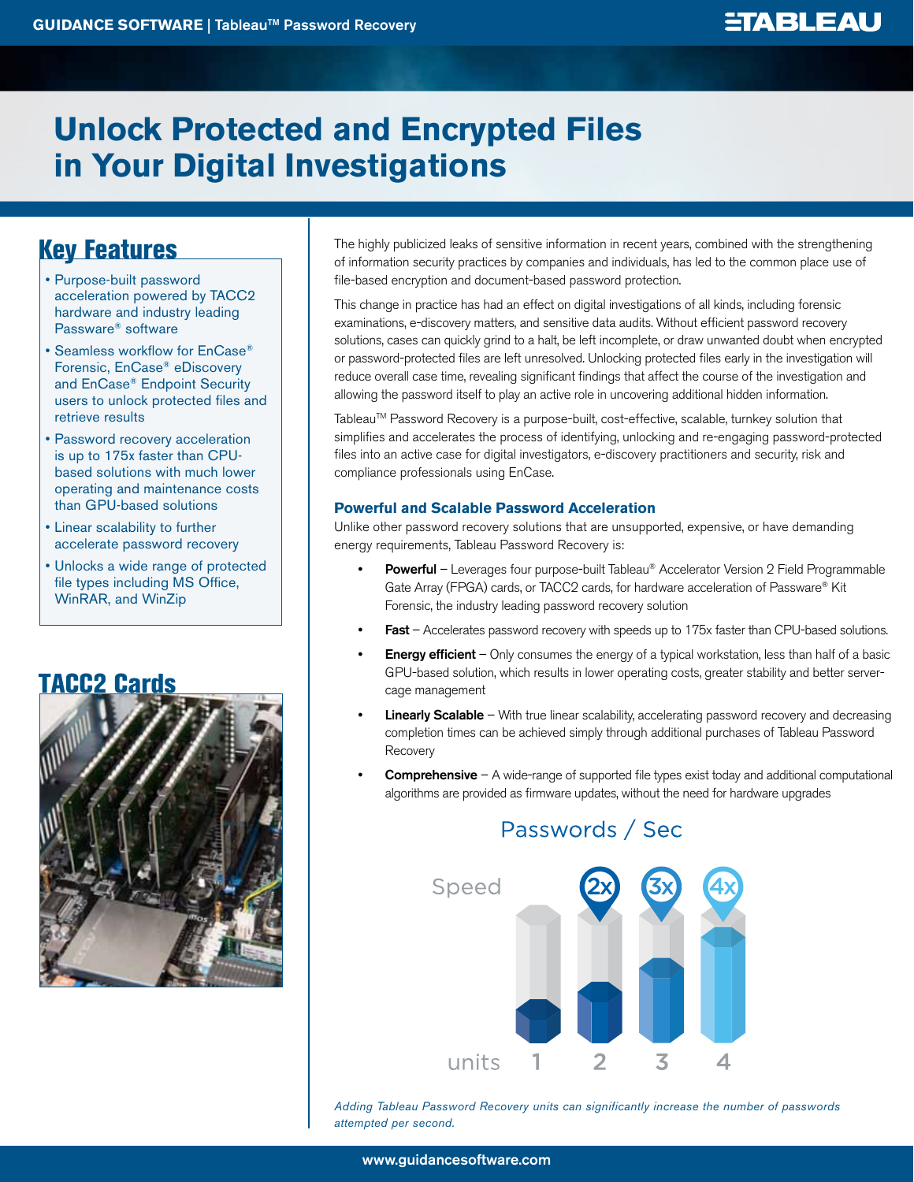# Unlock Protected and Encrypted Files in Your Digital Investigations

## Key Features

- Purpose-built password acceleration powered by TACC2 hardware and industry leading Passware® software
- Seamless workflow for EnCase® Forensic, EnCase® eDiscovery and EnCase® Endpoint Security users to unlock protected files and retrieve results
- Password recovery acceleration is up to 175x faster than CPU-based solutions with much lower operating and maintenance costs than GPU-based solutions
- Linear scalability to further accelerate password recovery
- Unlocks a wide range of protected file types including MS Office, WinRAR, and WinZip

## TACC2 Cards

The highly publicized leaks of sensitive information in recent years, combined with the strengthening of information security practices by companies and individuals, has led to the common place use of file-based encryption and document-based password protection.

This change in practice has had an effect on digital investigations of all kinds, including forensic examinations, e-discovery matters, and sensitive data audits. Without efficient password recovery solutions, cases can quickly grind to a halt, be left incomplete, or draw unwanted doubt when encrypted or password-protected files are left unresolved. Unlocking protected files early in the investigation will reduce overall case time, revealing significant findings that affect the course of the investigation and allowing the password itself to play an active role in uncovering additional hidden information.

Tableau™ Password Recovery is a purpose-built, cost-effective, scalable, turnkey solution that simplifies and accelerates the process of identifying, unlocking and re-engaging password-protected files into an active case for digital investigators, e-discovery practitioners and security, risk and compliance professionals using EnCase.

### Powerful and Scalable Password Acceleration

Unlike other password recovery solutions that are unsupported, expensive, or have demanding energy requirements, Tableau Password Recovery is:

- **Powerful** – Leverages four purpose-built Tableau® Accelerator Version 2 Field Programmable Gate Array (FPGA) cards, or TACC2 cards, for hardware acceleration of Passware® Kit Forensic, the industry leading password recovery solution
- **Fast** – Accelerates password recovery with speeds up to 175x faster than CPU-based solutions.
- **Energy efficient** – Only consumes the energy of a typical workstation, less than half of a basic GPU-based solution, which results in lower operating costs, greater stability and better server-cage management
- **Linearly Scalable** – With true linear scalability, accelerating password recovery and decreasing completion times can be achieved simply through additional purchases of Tableau Password Recovery
- **Comprehensive** – A wide-range of supported file types exist today and additional computational algorithms are provided as firmware updates, without the need for hardware upgrades

Passwords / Sec

Speed: 2x, 3x, 4x

units: 1, 2, 3, 4

*Adding Tableau Password Recovery units can significantly increase the number of passwords attempted per second.*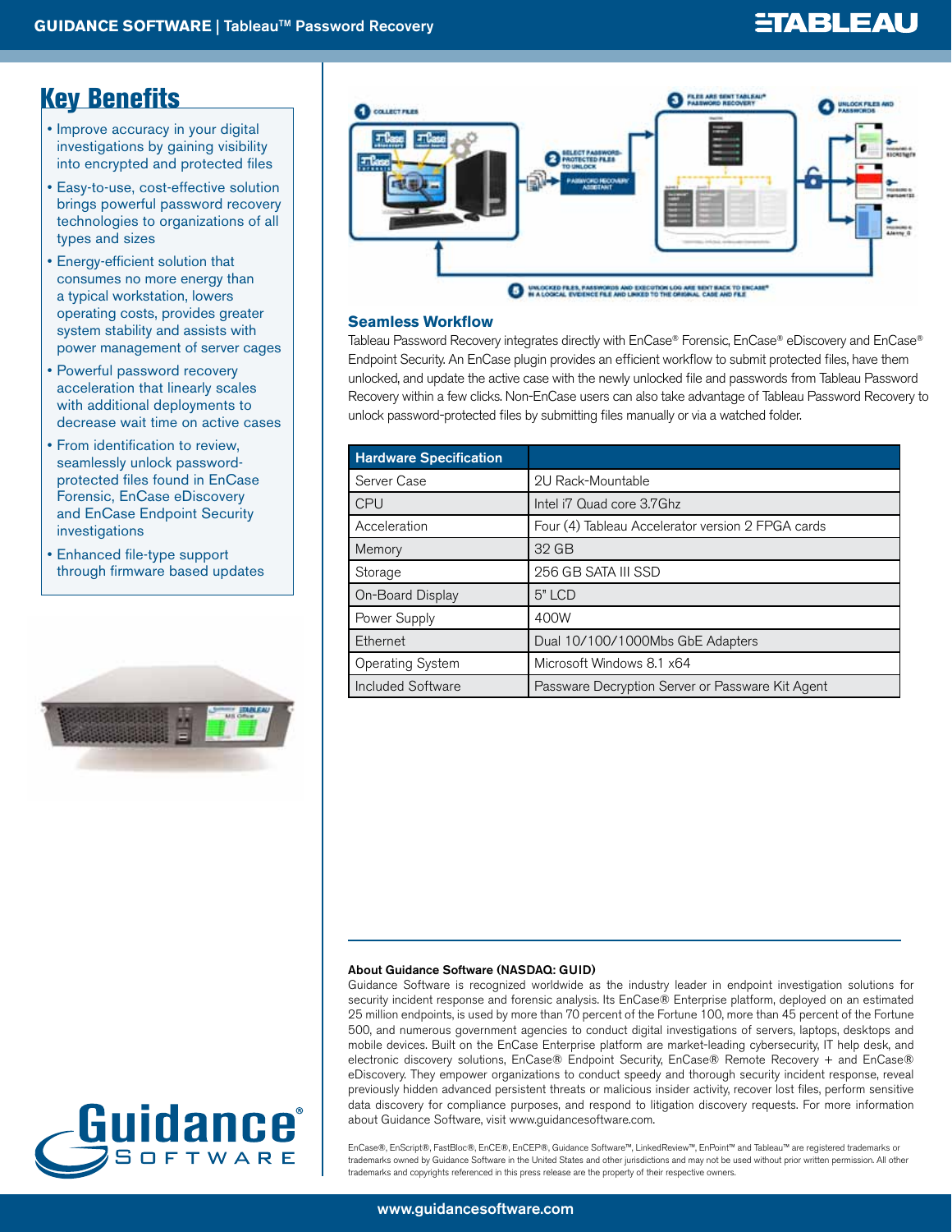## Key Benefits

- Improve accuracy in your digital investigations by gaining visibility into encrypted and protected files
- Easy-to-use, cost-effective solution brings powerful password recovery technologies to organizations of all types and sizes
- Energy-efficient solution that consumes no more energy than a typical workstation, lowers operating costs, provides greater system stability and assists with power management of server cages
- Powerful password recovery acceleration that linearly scales with additional deployments to decrease wait time on active cases
- From identification to review, seamlessly unlock password-protected files found in EnCase Forensic, EnCase eDiscovery and EnCase Endpoint Security investigations
- Enhanced file-type support through firmware based updates

1 COLLECT FILES

2 SELECT PASSWORD-PROTECTED FILES TO UNLOCK

3 FILES ARE SENT TABLEAU® PASSWORD RECOVERY

4 UNLOCK FILES AND PASSWORDS

5 UNLOCKED FILES, PASSWORDS AND EXECUTION LOG ARE SENT BACK TO ENCASE® IN A LOGICAL EVIDENCE FILE AND LINKED TO THE ORIGINAL CASE AND FILE

### Seamless Workflow

Tableau Password Recovery integrates directly with EnCase® Forensic, EnCase® eDiscovery and EnCase® Endpoint Security. An EnCase plugin provides an efficient workflow to submit protected files, have them unlocked, and update the active case with the newly unlocked file and passwords from Tableau Password Recovery within a few clicks. Non-EnCase users can also take advantage of Tableau Password Recovery to unlock password-protected files by submitting files manually or via a watched folder.

| Hardware Specification | |
|---|---|
| Server Case | 2U Rack-Mountable |
| CPU | Intel i7 Quad core 3.7Ghz |
| Acceleration | Four (4) Tableau Accelerator version 2 FPGA cards |
| Memory | 32 GB |
| Storage | 256 GB SATA III SSD |
| On-Board Display | 5" LCD |
| Power Supply | 400W |
| Ethernet | Dual 10/100/1000Mbs GbE Adapters |
| Operating System | Microsoft Windows 8.1 x64 |
| Included Software | Passware Decryption Server or Passware Kit Agent |

**About Guidance Software (NASDAQ: GUID)**

Guidance Software is recognized worldwide as the industry leader in endpoint investigation solutions for security incident response and forensic analysis. Its EnCase® Enterprise platform, deployed on an estimated 25 million endpoints, is used by more than 70 percent of the Fortune 100, more than 45 percent of the Fortune 500, and numerous government agencies to conduct digital investigations of servers, laptops, desktops and mobile devices. Built on the EnCase Enterprise platform are market-leading cybersecurity, IT help desk, and electronic discovery solutions, EnCase® Endpoint Security, EnCase® Remote Recovery + and EnCase® eDiscovery. They empower organizations to conduct speedy and thorough security incident response, reveal previously hidden advanced persistent threats or malicious insider activity, recover lost files, perform sensitive data discovery for compliance purposes, and respond to litigation discovery requests. For more information about Guidance Software, visit www.guidancesoftware.com.

EnCase®, EnScript®, FastBloc®, EnCE®, EnCEP®, Guidance Software™, LinkedReview™, EnPoint™ and Tableau™ are registered trademarks or trademarks owned by Guidance Software in the United States and other jurisdictions and may not be used without prior written permission. All other trademarks and copyrights referenced in this press release are the property of their respective owners.

www.guidancesoftware.com